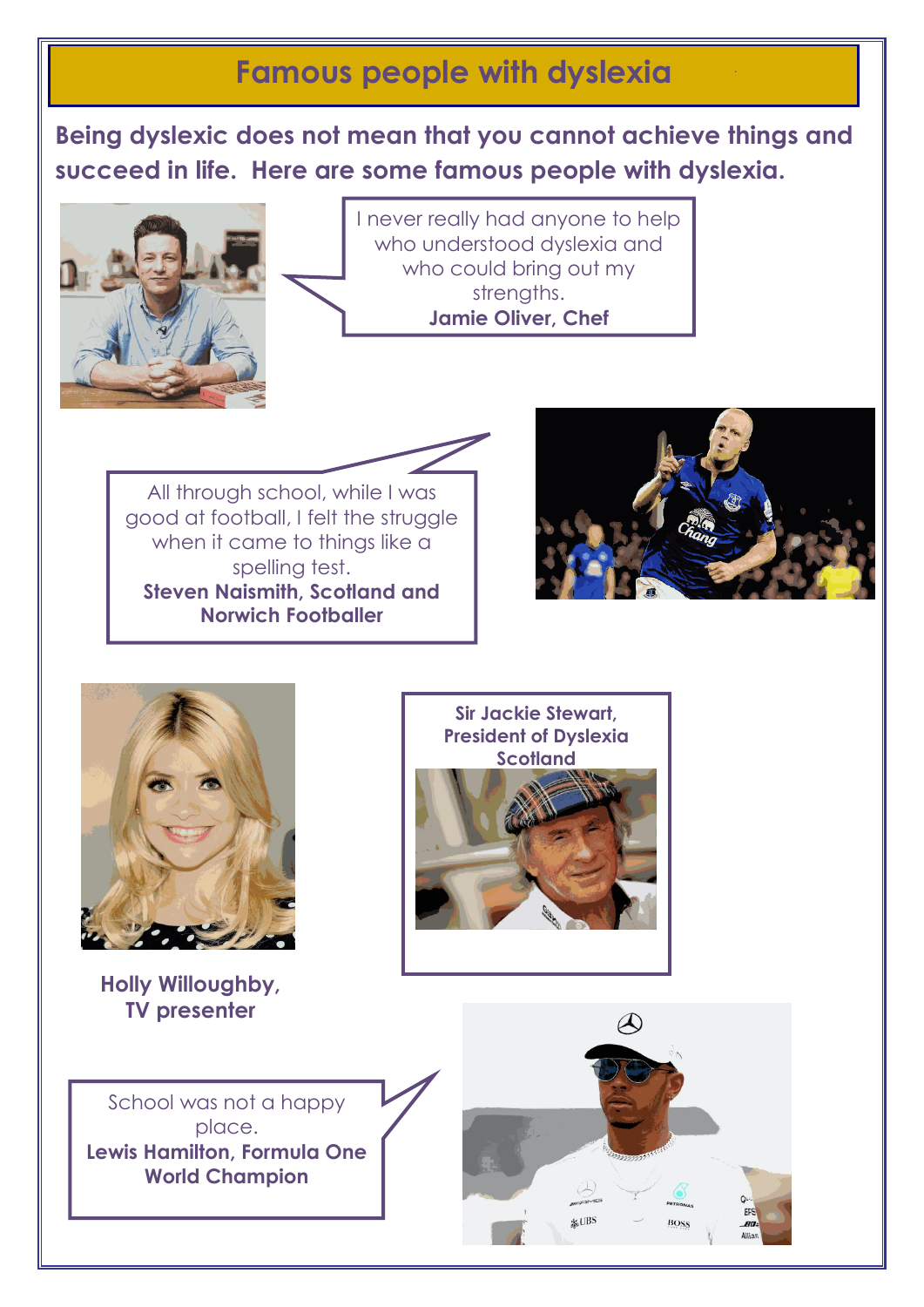# Famous people with dyslexia

**Being dyslexic does not mean that you cannot achieve things and succeed in life. Here are some famous people with dyslexia.**

I never really had anyone to help who understood dyslexia and who could bring out my strengths.
**Jamie Oliver, Chef**

All through school, while I was good at football, I felt the struggle when it came to things like a spelling test.
**Steven Naismith, Scotland and Norwich Footballer**

**Holly Willoughby, TV presenter**

**Sir Jackie Stewart, President of Dyslexia Scotland**

School was not a happy place.
**Lewis Hamilton, Formula One World Champion**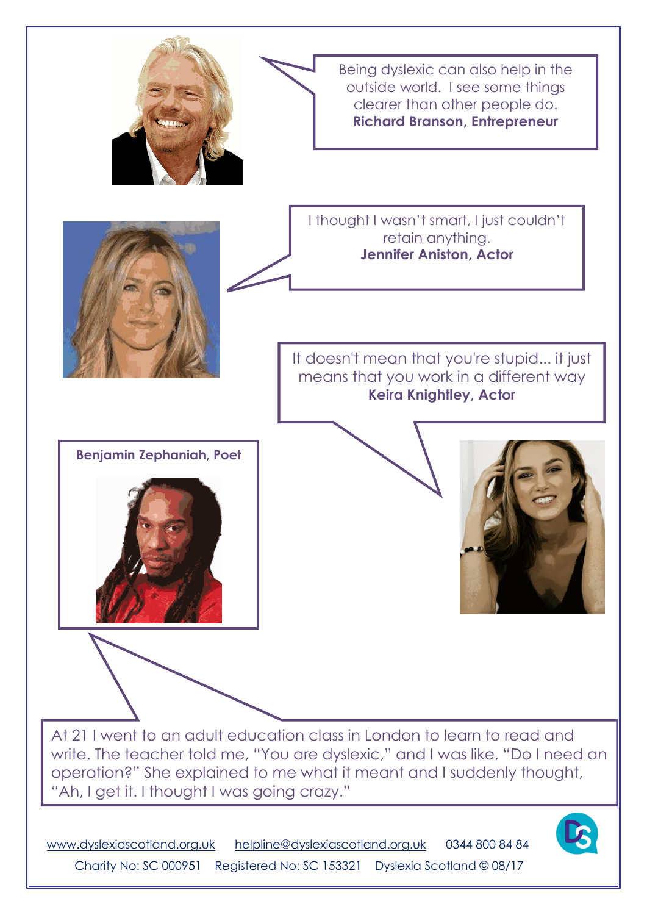Being dyslexic can also help in the outside world. I see some things clearer than other people do.
**Richard Branson, Entrepreneur**

I thought I wasn't smart, I just couldn't retain anything.
**Jennifer Aniston, Actor**

It doesn't mean that you're stupid... it just means that you work in a different way
**Keira Knightley, Actor**

**Benjamin Zephaniah, Poet**

At 21 I went to an adult education class in London to learn to read and write. The teacher told me, "You are dyslexic," and I was like, "Do I need an operation?" She explained to me what it meant and I suddenly thought, "Ah, I get it. I thought I was going crazy."

www.dyslexiascotland.org.uk helpline@dyslexiascotland.org.uk 0344 800 84 84

Charity No: SC 000951 Registered No: SC 153321 Dyslexia Scotland © 08/17